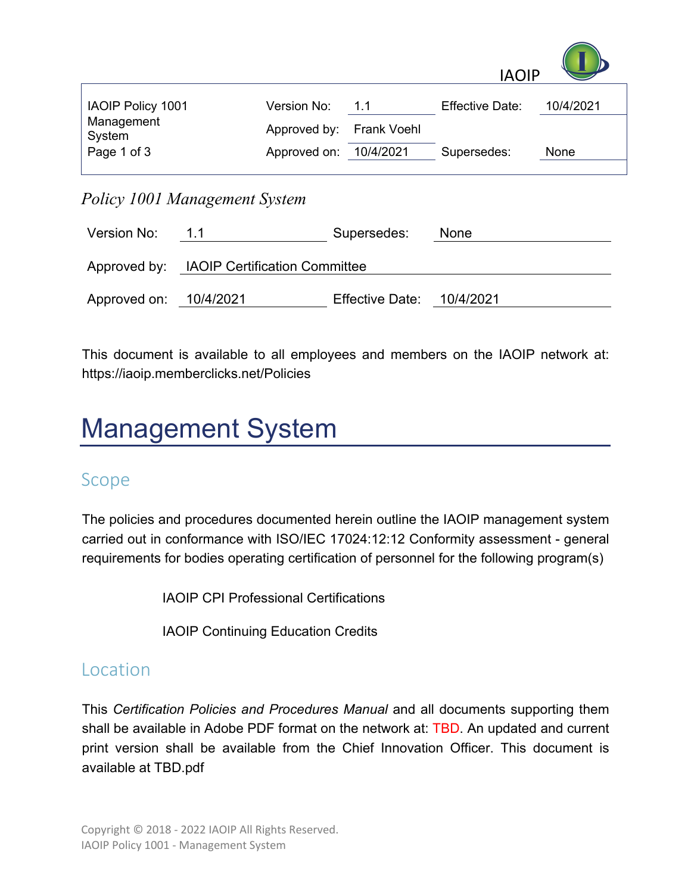| IAOIP Policy 1001 Management System | Version No: | 1.1 | Effective Date: | 10/4/2021 |
|---|---|---|---|---|
| | Approved by: | Frank Voehl | | |
| | Approved on: | 10/4/2021 | Supersedes: | None |

*Policy 1001 Management System*

| | | | |
|---|---|---|---|
| Version No: | 1.1 | Supersedes: | None |
| Approved by: | IAOIP Certification Committee | | |
| Approved on: | 10/4/2021 | Effective Date: | 10/4/2021 |

This document is available to all employees and members on the IAOIP network at: https://iaoip.memberclicks.net/Policies

# Management System

## Scope

The policies and procedures documented herein outline the IAOIP management system carried out in conformance with ISO/IEC 17024:12:12 Conformity assessment - general requirements for bodies operating certification of personnel for the following program(s)

IAOIP CPI Professional Certifications

IAOIP Continuing Education Credits

## Location

This *Certification Policies and Procedures Manual* and all documents supporting them shall be available in Adobe PDF format on the network at: TBD. An updated and current print version shall be available from the Chief Innovation Officer. This document is available at TBD.pdf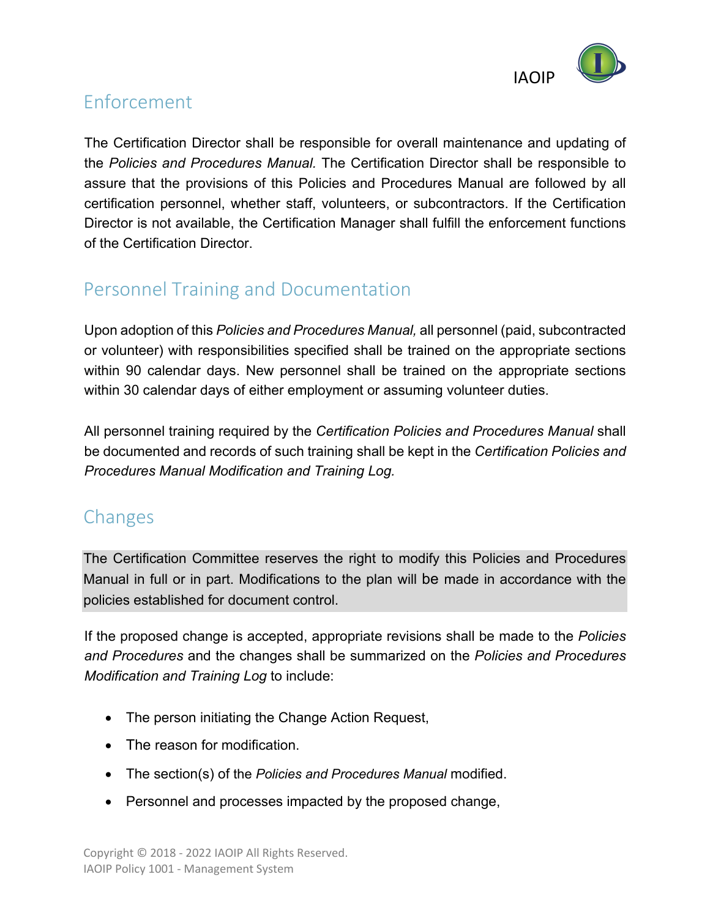## Enforcement

The Certification Director shall be responsible for overall maintenance and updating of the *Policies and Procedures Manual.* The Certification Director shall be responsible to assure that the provisions of this Policies and Procedures Manual are followed by all certification personnel, whether staff, volunteers, or subcontractors. If the Certification Director is not available, the Certification Manager shall fulfill the enforcement functions of the Certification Director.

## Personnel Training and Documentation

Upon adoption of this *Policies and Procedures Manual,* all personnel (paid, subcontracted or volunteer) with responsibilities specified shall be trained on the appropriate sections within 90 calendar days. New personnel shall be trained on the appropriate sections within 30 calendar days of either employment or assuming volunteer duties.

All personnel training required by the *Certification Policies and Procedures Manual* shall be documented and records of such training shall be kept in the *Certification Policies and Procedures Manual Modification and Training Log.*

## Changes

The Certification Committee reserves the right to modify this Policies and Procedures Manual in full or in part. Modifications to the plan will be made in accordance with the policies established for document control.

If the proposed change is accepted, appropriate revisions shall be made to the *Policies and Procedures* and the changes shall be summarized on the *Policies and Procedures Modification and Training Log* to include:

- The person initiating the Change Action Request,
- The reason for modification.
- The section(s) of the *Policies and Procedures Manual* modified.
- Personnel and processes impacted by the proposed change,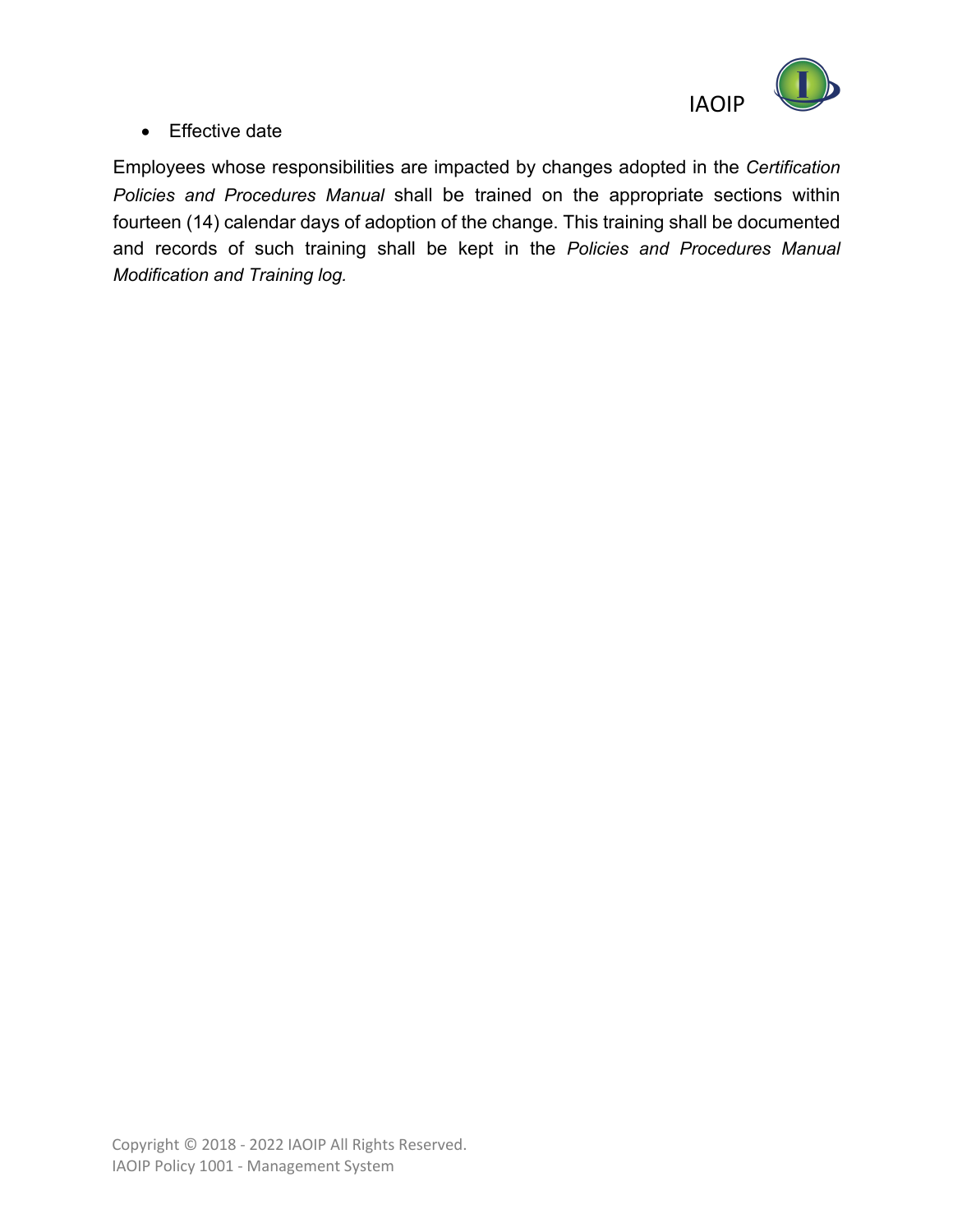- Effective date

Employees whose responsibilities are impacted by changes adopted in the *Certification Policies and Procedures Manual* shall be trained on the appropriate sections within fourteen (14) calendar days of adoption of the change. This training shall be documented and records of such training shall be kept in the *Policies and Procedures Manual Modification and Training log.*